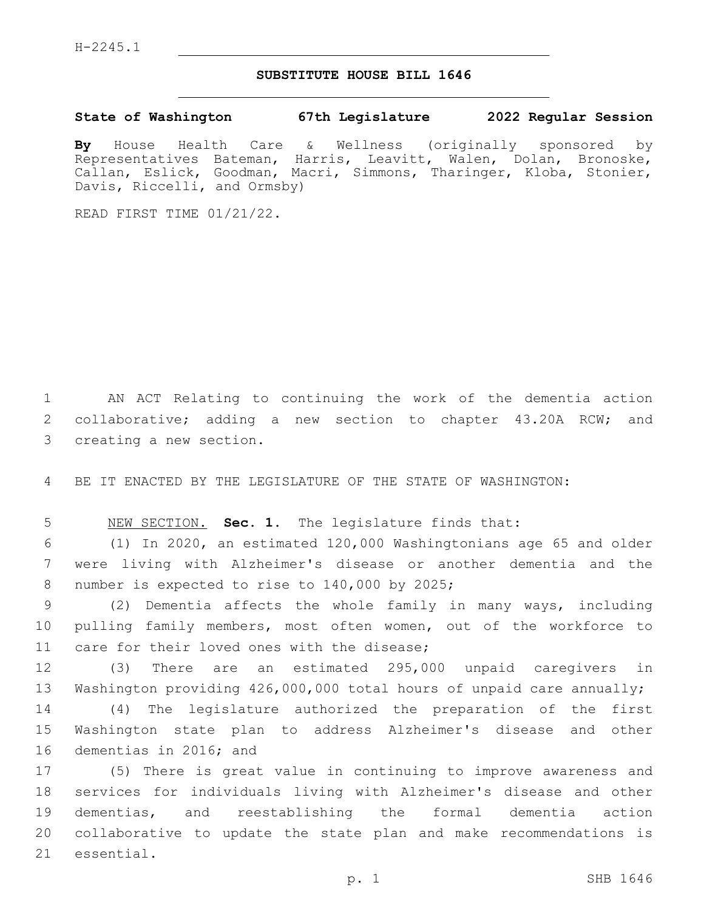H-2245.1

# SUBSTITUTE HOUSE BILL 1646

**State of Washington 67th Legislature 2022 Regular Session**

**By** House Health Care & Wellness (originally sponsored by Representatives Bateman, Harris, Leavitt, Walen, Dolan, Bronoske, Callan, Eslick, Goodman, Macri, Simmons, Tharinger, Kloba, Stonier, Davis, Riccelli, and Ormsby)

READ FIRST TIME 01/21/22.

AN ACT Relating to continuing the work of the dementia action collaborative; adding a new section to chapter 43.20A RCW; and creating a new section.

BE IT ENACTED BY THE LEGISLATURE OF THE STATE OF WASHINGTON:

NEW SECTION. **Sec. 1.** The legislature finds that:

(1) In 2020, an estimated 120,000 Washingtonians age 65 and older were living with Alzheimer's disease or another dementia and the number is expected to rise to 140,000 by 2025;

(2) Dementia affects the whole family in many ways, including pulling family members, most often women, out of the workforce to care for their loved ones with the disease;

(3) There are an estimated 295,000 unpaid caregivers in Washington providing 426,000,000 total hours of unpaid care annually;

(4) The legislature authorized the preparation of the first Washington state plan to address Alzheimer's disease and other dementias in 2016; and

(5) There is great value in continuing to improve awareness and services for individuals living with Alzheimer's disease and other dementias, and reestablishing the formal dementia action collaborative to update the state plan and make recommendations is essential.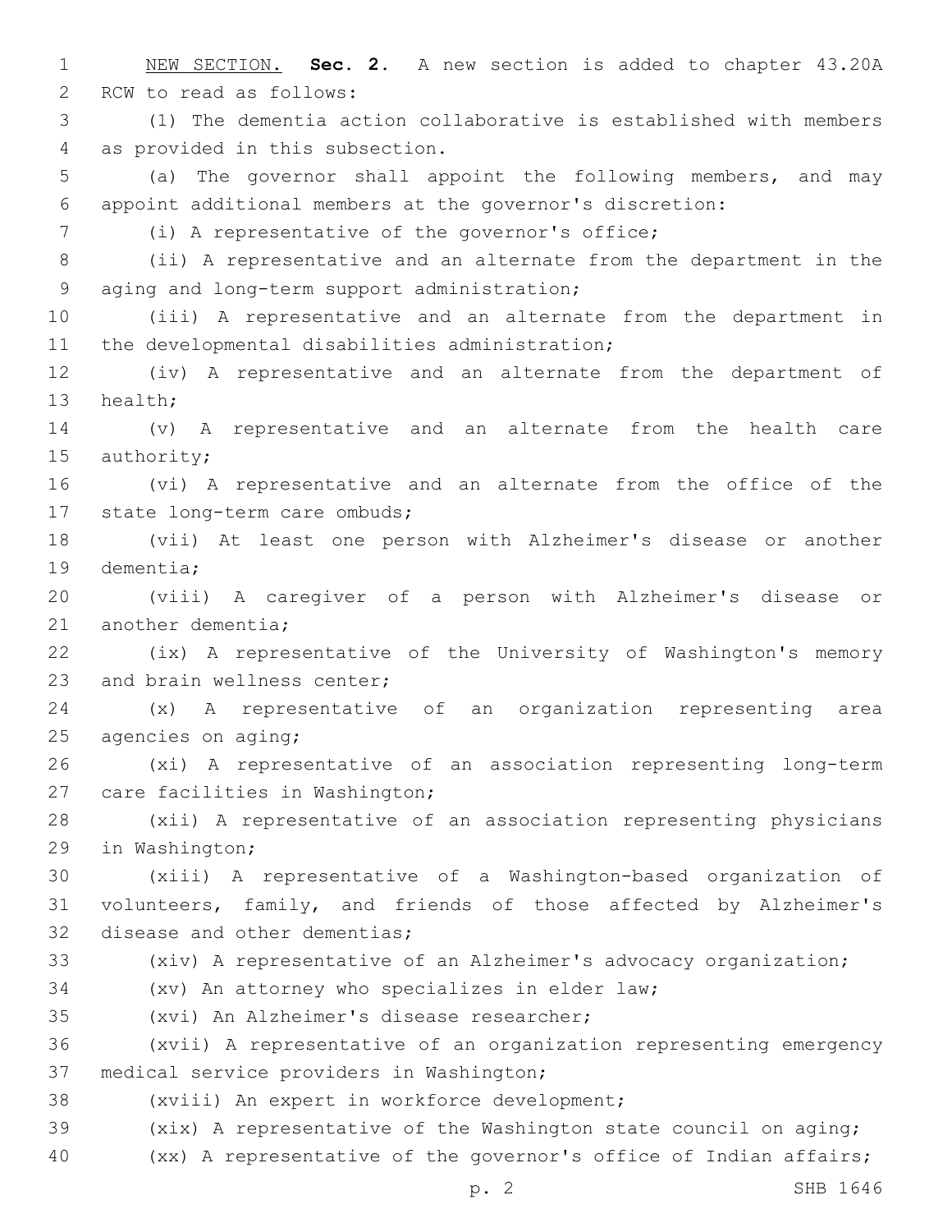NEW SECTION. **Sec. 2.** A new section is added to chapter 43.20A RCW to read as follows:

(1) The dementia action collaborative is established with members as provided in this subsection.

(a) The governor shall appoint the following members, and may appoint additional members at the governor's discretion:

(i) A representative of the governor's office;

(ii) A representative and an alternate from the department in the aging and long-term support administration;

(iii) A representative and an alternate from the department in the developmental disabilities administration;

(iv) A representative and an alternate from the department of health;

(v) A representative and an alternate from the health care authority;

(vi) A representative and an alternate from the office of the state long-term care ombuds;

(vii) At least one person with Alzheimer's disease or another dementia;

(viii) A caregiver of a person with Alzheimer's disease or another dementia;

(ix) A representative of the University of Washington's memory and brain wellness center;

(x) A representative of an organization representing area agencies on aging;

(xi) A representative of an association representing long-term care facilities in Washington;

(xii) A representative of an association representing physicians in Washington;

(xiii) A representative of a Washington-based organization of volunteers, family, and friends of those affected by Alzheimer's disease and other dementias;

(xiv) A representative of an Alzheimer's advocacy organization;

(xv) An attorney who specializes in elder law;

(xvi) An Alzheimer's disease researcher;

(xvii) A representative of an organization representing emergency medical service providers in Washington;

(xviii) An expert in workforce development;

(xix) A representative of the Washington state council on aging;

(xx) A representative of the governor's office of Indian affairs;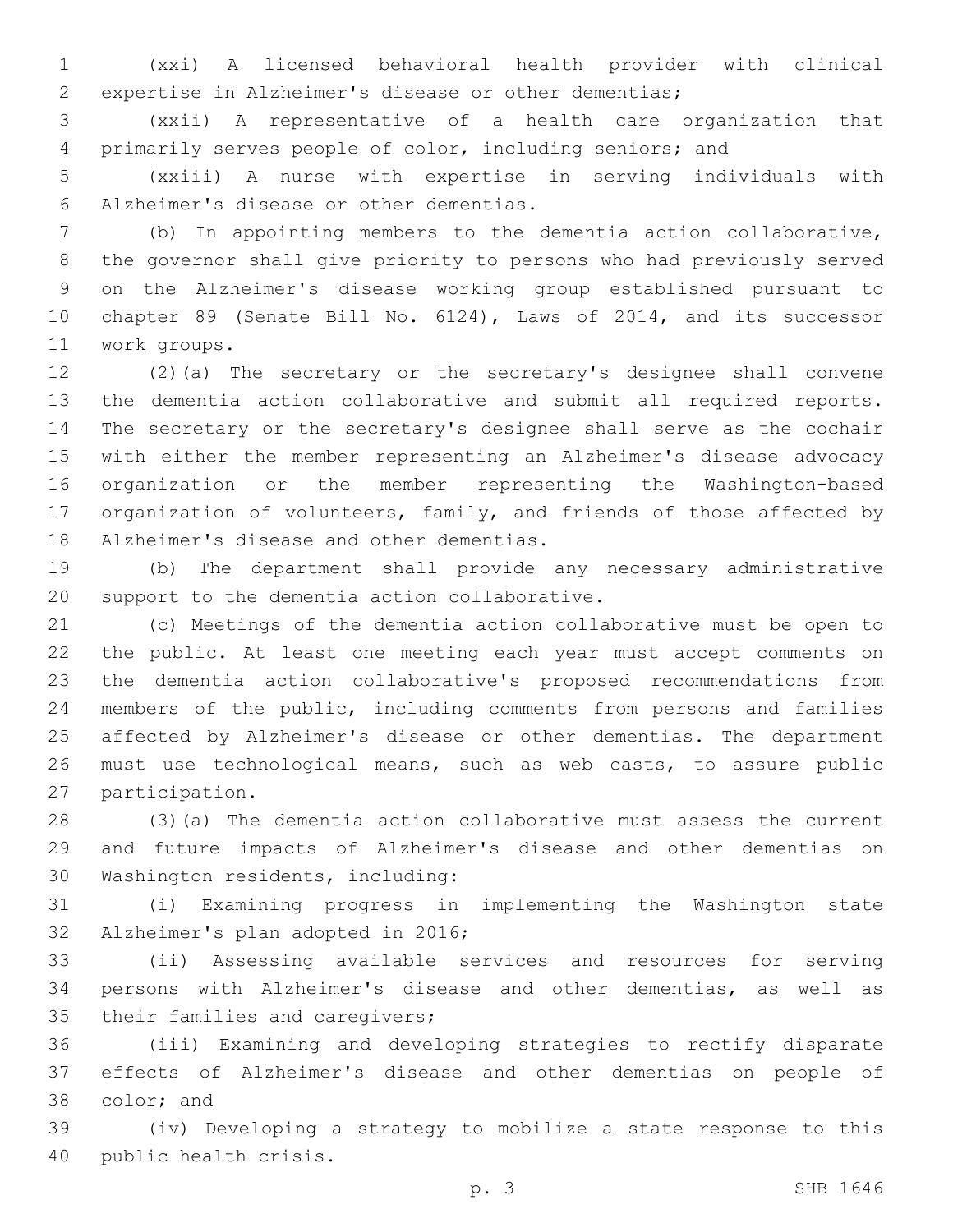(xxi) A licensed behavioral health provider with clinical expertise in Alzheimer's disease or other dementias;

(xxii) A representative of a health care organization that primarily serves people of color, including seniors; and

(xxiii) A nurse with expertise in serving individuals with Alzheimer's disease or other dementias.

(b) In appointing members to the dementia action collaborative, the governor shall give priority to persons who had previously served on the Alzheimer's disease working group established pursuant to chapter 89 (Senate Bill No. 6124), Laws of 2014, and its successor work groups.

(2)(a) The secretary or the secretary's designee shall convene the dementia action collaborative and submit all required reports. The secretary or the secretary's designee shall serve as the cochair with either the member representing an Alzheimer's disease advocacy organization or the member representing the Washington-based organization of volunteers, family, and friends of those affected by Alzheimer's disease and other dementias.

(b) The department shall provide any necessary administrative support to the dementia action collaborative.

(c) Meetings of the dementia action collaborative must be open to the public. At least one meeting each year must accept comments on the dementia action collaborative's proposed recommendations from members of the public, including comments from persons and families affected by Alzheimer's disease or other dementias. The department must use technological means, such as web casts, to assure public participation.

(3)(a) The dementia action collaborative must assess the current and future impacts of Alzheimer's disease and other dementias on Washington residents, including:

(i) Examining progress in implementing the Washington state Alzheimer's plan adopted in 2016;

(ii) Assessing available services and resources for serving persons with Alzheimer's disease and other dementias, as well as their families and caregivers;

(iii) Examining and developing strategies to rectify disparate effects of Alzheimer's disease and other dementias on people of color; and

(iv) Developing a strategy to mobilize a state response to this public health crisis.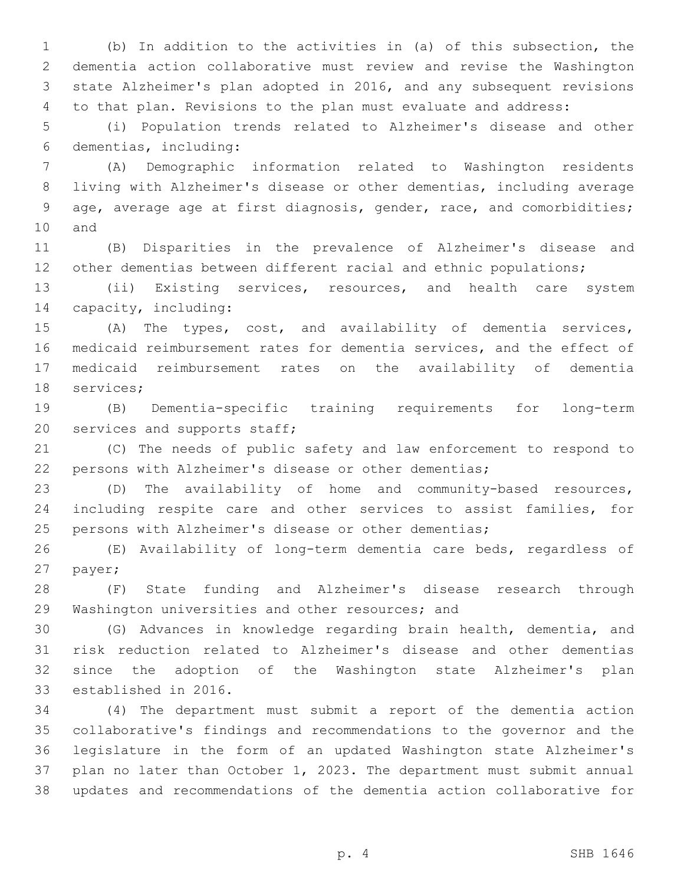(b) In addition to the activities in (a) of this subsection, the dementia action collaborative must review and revise the Washington state Alzheimer's plan adopted in 2016, and any subsequent revisions to that plan. Revisions to the plan must evaluate and address:

(i) Population trends related to Alzheimer's disease and other dementias, including:

(A) Demographic information related to Washington residents living with Alzheimer's disease or other dementias, including average age, average age at first diagnosis, gender, race, and comorbidities; and

(B) Disparities in the prevalence of Alzheimer's disease and other dementias between different racial and ethnic populations;

(ii) Existing services, resources, and health care system capacity, including:

(A) The types, cost, and availability of dementia services, medicaid reimbursement rates for dementia services, and the effect of medicaid reimbursement rates on the availability of dementia services;

(B) Dementia-specific training requirements for long-term services and supports staff;

(C) The needs of public safety and law enforcement to respond to persons with Alzheimer's disease or other dementias;

(D) The availability of home and community-based resources, including respite care and other services to assist families, for persons with Alzheimer's disease or other dementias;

(E) Availability of long-term dementia care beds, regardless of payer;

(F) State funding and Alzheimer's disease research through Washington universities and other resources; and

(G) Advances in knowledge regarding brain health, dementia, and risk reduction related to Alzheimer's disease and other dementias since the adoption of the Washington state Alzheimer's plan established in 2016.

(4) The department must submit a report of the dementia action collaborative's findings and recommendations to the governor and the legislature in the form of an updated Washington state Alzheimer's plan no later than October 1, 2023. The department must submit annual updates and recommendations of the dementia action collaborative for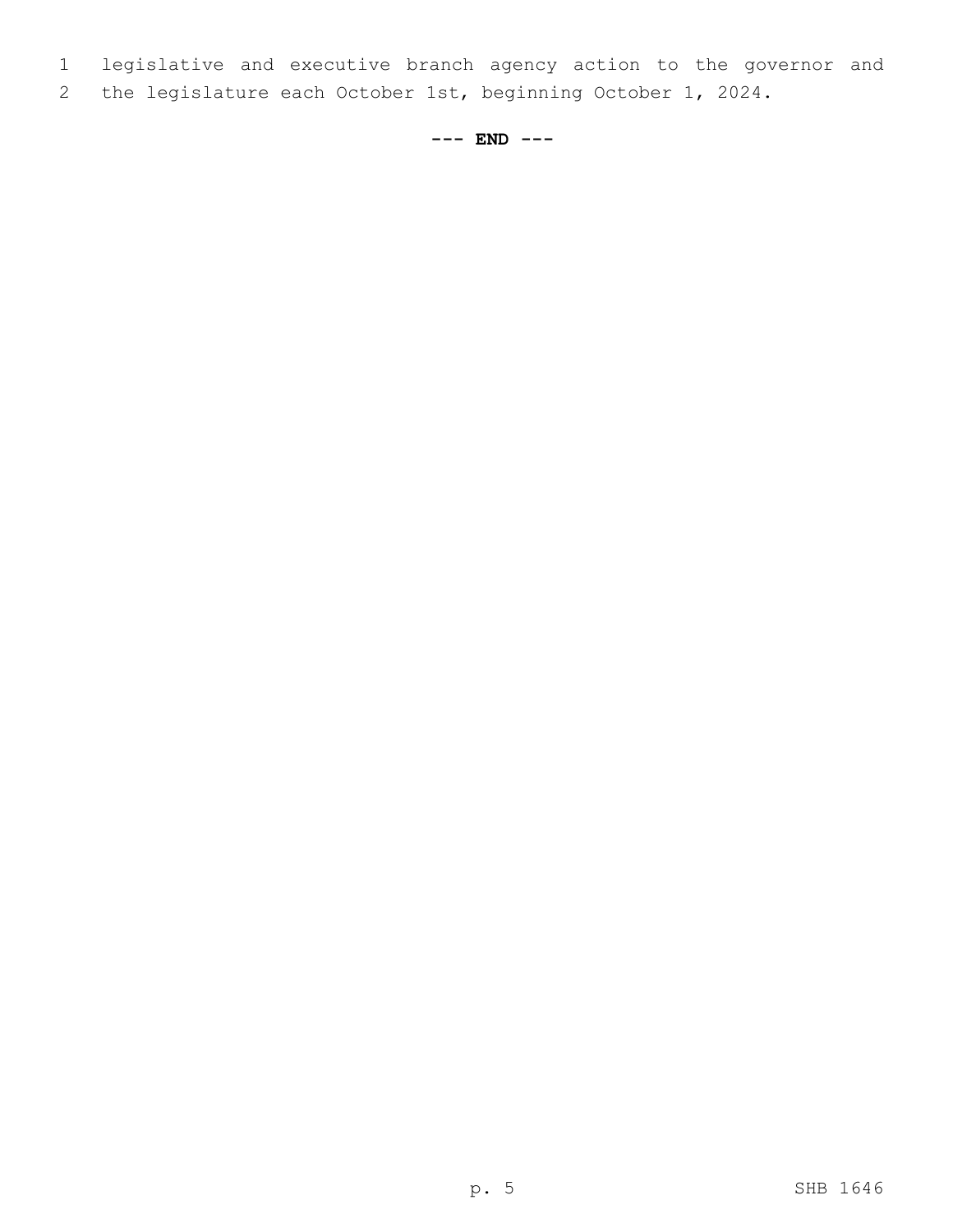legislative and executive branch agency action to the governor and the legislature each October 1st, beginning October 1, 2024.

--- END ---